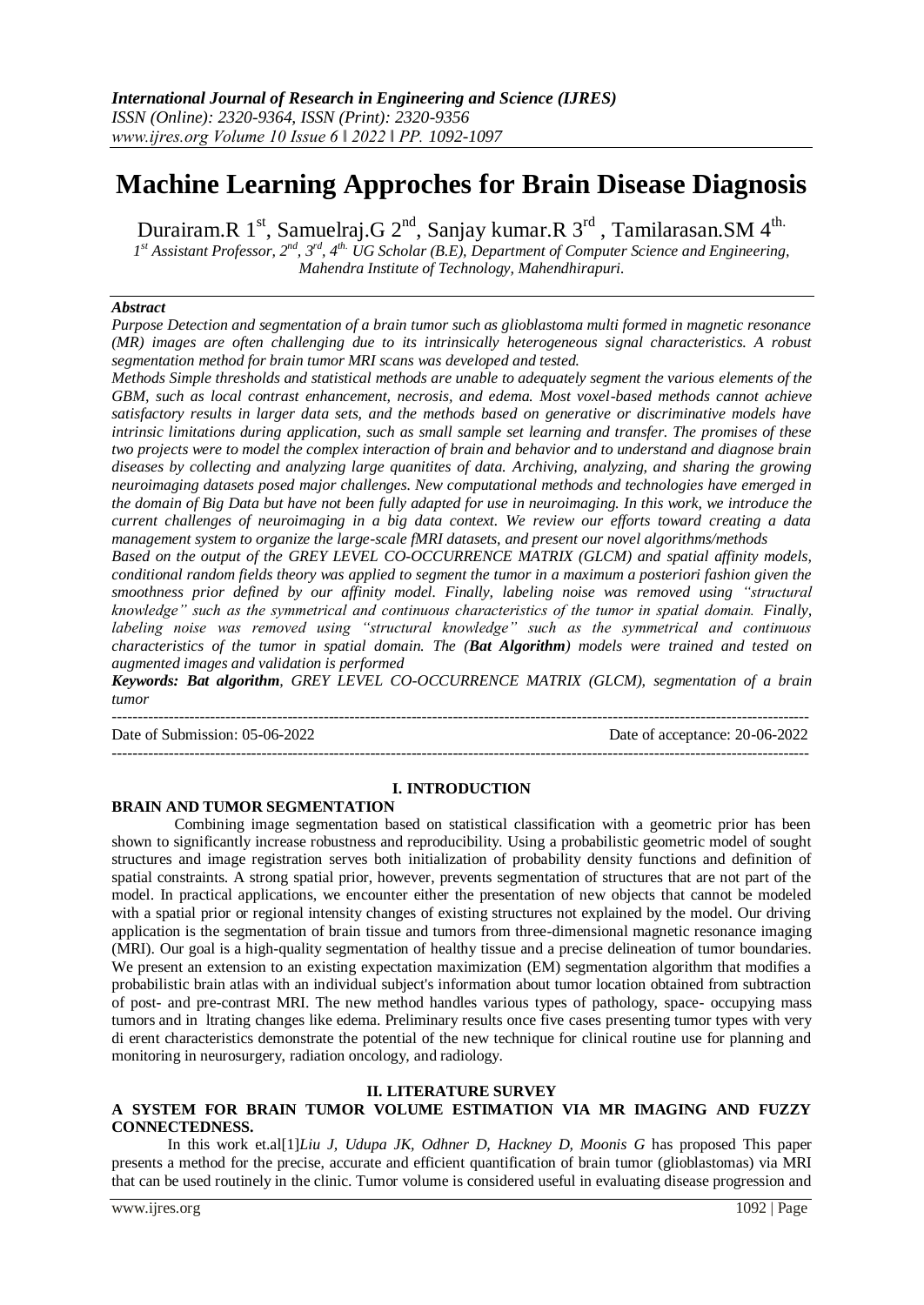# Machine Learning Approches for Brain Disease Diagnosis

Durairam.R 1st, Samuelraj.G 2nd, Sanjay kumar.R 3rd , Tamilarasan.SM 4th.

*1st Assistant Professor, 2nd, 3rd, 4th. UG Scholar (B.E), Department of Computer Science and Engineering, Mahendra Institute of Technology, Mahendhirapuri.*

### *Abstract*

*Purpose Detection and segmentation of a brain tumor such as glioblastoma multi formed in magnetic resonance (MR) images are often challenging due to its intrinsically heterogeneous signal characteristics. A robust segmentation method for brain tumor MRI scans was developed and tested.*

*Methods Simple thresholds and statistical methods are unable to adequately segment the various elements of the GBM, such as local contrast enhancement, necrosis, and edema. Most voxel-based methods cannot achieve satisfactory results in larger data sets, and the methods based on generative or discriminative models have intrinsic limitations during application, such as small sample set learning and transfer. The promises of these two projects were to model the complex interaction of brain and behavior and to understand and diagnose brain diseases by collecting and analyzing large quanitites of data. Archiving, analyzing, and sharing the growing neuroimaging datasets posed major challenges. New computational methods and technologies have emerged in the domain of Big Data but have not been fully adapted for use in neuroimaging. In this work, we introduce the current challenges of neuroimaging in a big data context. We review our efforts toward creating a data management system to organize the large-scale fMRI datasets, and present our novel algorithms/methods*

*Based on the output of the GREY LEVEL CO-OCCURRENCE MATRIX (GLCM) and spatial affinity models, conditional random fields theory was applied to segment the tumor in a maximum a posteriori fashion given the smoothness prior defined by our affinity model. Finally, labeling noise was removed using "structural knowledge" such as the symmetrical and continuous characteristics of the tumor in spatial domain. Finally, labeling noise was removed using "structural knowledge" such as the symmetrical and continuous characteristics of the tumor in spatial domain. The (**Bat Algorithm**) models were trained and tested on augmented images and validation is performed*

***Keywords: Bat algorithm**, GREY LEVEL CO-OCCURRENCE MATRIX (GLCM), segmentation of a brain tumor*

---

Date of Submission: 05-06-2022 Date of acceptance: 20-06-2022

---

## I. INTRODUCTION

### BRAIN AND TUMOR SEGMENTATION

Combining image segmentation based on statistical classification with a geometric prior has been shown to significantly increase robustness and reproducibility. Using a probabilistic geometric model of sought structures and image registration serves both initialization of probability density functions and definition of spatial constraints. A strong spatial prior, however, prevents segmentation of structures that are not part of the model. In practical applications, we encounter either the presentation of new objects that cannot be modeled with a spatial prior or regional intensity changes of existing structures not explained by the model. Our driving application is the segmentation of brain tissue and tumors from three-dimensional magnetic resonance imaging (MRI). Our goal is a high-quality segmentation of healthy tissue and a precise delineation of tumor boundaries. We present an extension to an existing expectation maximization (EM) segmentation algorithm that modifies a probabilistic brain atlas with an individual subject's information about tumor location obtained from subtraction of post- and pre-contrast MRI. The new method handles various types of pathology, space- occupying mass tumors and in ltrating changes like edema. Preliminary results once five cases presenting tumor types with very di erent characteristics demonstrate the potential of the new technique for clinical routine use for planning and monitoring in neurosurgery, radiation oncology, and radiology.

## II. LITERATURE SURVEY

### A SYSTEM FOR BRAIN TUMOR VOLUME ESTIMATION VIA MR IMAGING AND FUZZY CONNECTEDNESS.

In this work et.al[1]*Liu J, Udupa JK, Odhner D, Hackney D, Moonis G* has proposed This paper presents a method for the precise, accurate and efficient quantification of brain tumor (glioblastomas) via MRI that can be used routinely in the clinic. Tumor volume is considered useful in evaluating disease progression and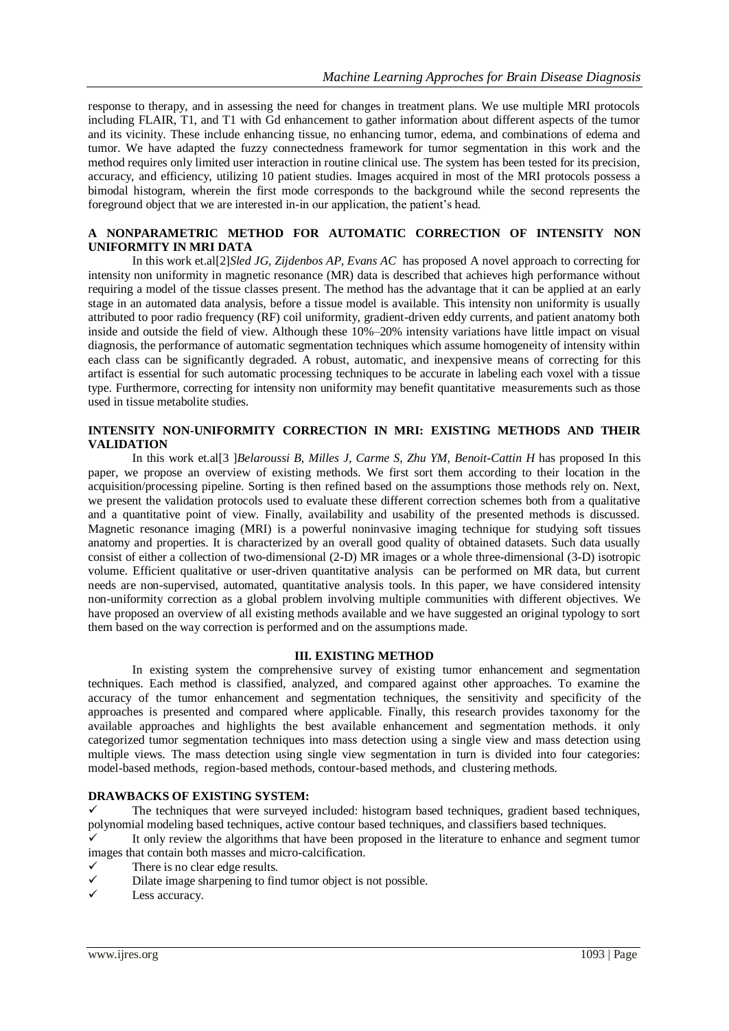response to therapy, and in assessing the need for changes in treatment plans. We use multiple MRI protocols including FLAIR, T1, and T1 with Gd enhancement to gather information about different aspects of the tumor and its vicinity. These include enhancing tissue, no enhancing tumor, edema, and combinations of edema and tumor. We have adapted the fuzzy connectedness framework for tumor segmentation in this work and the method requires only limited user interaction in routine clinical use. The system has been tested for its precision, accuracy, and efficiency, utilizing 10 patient studies. Images acquired in most of the MRI protocols possess a bimodal histogram, wherein the first mode corresponds to the background while the second represents the foreground object that we are interested in-in our application, the patient's head.

### A NONPARAMETRIC METHOD FOR AUTOMATIC CORRECTION OF INTENSITY NON UNIFORMITY IN MRI DATA

In this work et.al[2]*Sled JG, Zijdenbos AP, Evans AC* has proposed A novel approach to correcting for intensity non uniformity in magnetic resonance (MR) data is described that achieves high performance without requiring a model of the tissue classes present. The method has the advantage that it can be applied at an early stage in an automated data analysis, before a tissue model is available. This intensity non uniformity is usually attributed to poor radio frequency (RF) coil uniformity, gradient-driven eddy currents, and patient anatomy both inside and outside the field of view. Although these 10%–20% intensity variations have little impact on visual diagnosis, the performance of automatic segmentation techniques which assume homogeneity of intensity within each class can be significantly degraded. A robust, automatic, and inexpensive means of correcting for this artifact is essential for such automatic processing techniques to be accurate in labeling each voxel with a tissue type. Furthermore, correcting for intensity non uniformity may benefit quantitative measurements such as those used in tissue metabolite studies.

### INTENSITY NON-UNIFORMITY CORRECTION IN MRI: EXISTING METHODS AND THEIR VALIDATION

In this work et.al[3 ]*Belaroussi B, Milles J, Carme S, Zhu YM, Benoit-Cattin H* has proposed In this paper, we propose an overview of existing methods. We first sort them according to their location in the acquisition/processing pipeline. Sorting is then refined based on the assumptions those methods rely on. Next, we present the validation protocols used to evaluate these different correction schemes both from a qualitative and a quantitative point of view. Finally, availability and usability of the presented methods is discussed. Magnetic resonance imaging (MRI) is a powerful noninvasive imaging technique for studying soft tissues anatomy and properties. It is characterized by an overall good quality of obtained datasets. Such data usually consist of either a collection of two-dimensional (2-D) MR images or a whole three-dimensional (3-D) isotropic volume. Efficient qualitative or user-driven quantitative analysis can be performed on MR data, but current needs are non-supervised, automated, quantitative analysis tools. In this paper, we have considered intensity non-uniformity correction as a global problem involving multiple communities with different objectives. We have proposed an overview of all existing methods available and we have suggested an original typology to sort them based on the way correction is performed and on the assumptions made.

## III. EXISTING METHOD

In existing system the comprehensive survey of existing tumor enhancement and segmentation techniques. Each method is classified, analyzed, and compared against other approaches. To examine the accuracy of the tumor enhancement and segmentation techniques, the sensitivity and specificity of the approaches is presented and compared where applicable. Finally, this research provides taxonomy for the available approaches and highlights the best available enhancement and segmentation methods. it only categorized tumor segmentation techniques into mass detection using a single view and mass detection using multiple views. The mass detection using single view segmentation in turn is divided into four categories: model-based methods, region-based methods, contour-based methods, and clustering methods.

### DRAWBACKS OF EXISTING SYSTEM:

- ✓ The techniques that were surveyed included: histogram based techniques, gradient based techniques, polynomial modeling based techniques, active contour based techniques, and classifiers based techniques.
- ✓ It only review the algorithms that have been proposed in the literature to enhance and segment tumor images that contain both masses and micro-calcification.
- ✓ There is no clear edge results.
- ✓ Dilate image sharpening to find tumor object is not possible.
- ✓ Less accuracy.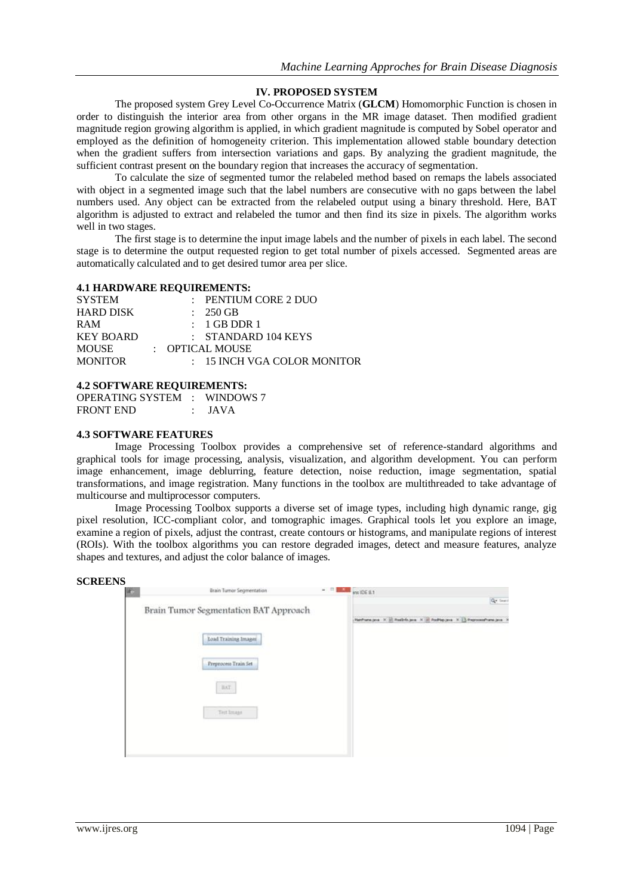## IV. PROPOSED SYSTEM

The proposed system Grey Level Co-Occurrence Matrix (**GLCM**) Homomorphic Function is chosen in order to distinguish the interior area from other organs in the MR image dataset. Then modified gradient magnitude region growing algorithm is applied, in which gradient magnitude is computed by Sobel operator and employed as the definition of homogeneity criterion. This implementation allowed stable boundary detection when the gradient suffers from intersection variations and gaps. By analyzing the gradient magnitude, the sufficient contrast present on the boundary region that increases the accuracy of segmentation.

To calculate the size of segmented tumor the relabeled method based on remaps the labels associated with object in a segmented image such that the label numbers are consecutive with no gaps between the label numbers used. Any object can be extracted from the relabeled output using a binary threshold. Here, BAT algorithm is adjusted to extract and relabeled the tumor and then find its size in pixels. The algorithm works well in two stages.

The first stage is to determine the input image labels and the number of pixels in each label. The second stage is to determine the output requested region to get total number of pixels accessed. Segmented areas are automatically calculated and to get desired tumor area per slice.

### 4.1 HARDWARE REQUIREMENTS:

| | | |
|---|---|---|
| SYSTEM | : | PENTIUM CORE 2 DUO |
| HARD DISK | : | 250 GB |
| RAM | : | 1 GB DDR 1 |
| KEY BOARD | : | STANDARD 104 KEYS |
| MOUSE | : | OPTICAL MOUSE |
| MONITOR | : | 15 INCH VGA COLOR MONITOR |

### 4.2 SOFTWARE REQUIREMENTS:

| | | |
|---|---|---|
| OPERATING SYSTEM | : | WINDOWS 7 |
| FRONT END | : | JAVA |

### 4.3 SOFTWARE FEATURES

Image Processing Toolbox provides a comprehensive set of reference-standard algorithms and graphical tools for image processing, analysis, visualization, and algorithm development. You can perform image enhancement, image deblurring, feature detection, noise reduction, image segmentation, spatial transformations, and image registration. Many functions in the toolbox are multithreaded to take advantage of multicourse and multiprocessor computers.

Image Processing Toolbox supports a diverse set of image types, including high dynamic range, gig pixel resolution, ICC-compliant color, and tomographic images. Graphical tools let you explore an image, examine a region of pixels, adjust the contrast, create contours or histograms, and manipulate regions of interest (ROIs). With the toolbox algorithms you can restore degraded images, detect and measure features, analyze shapes and textures, and adjust the color balance of images.

**SCREENS**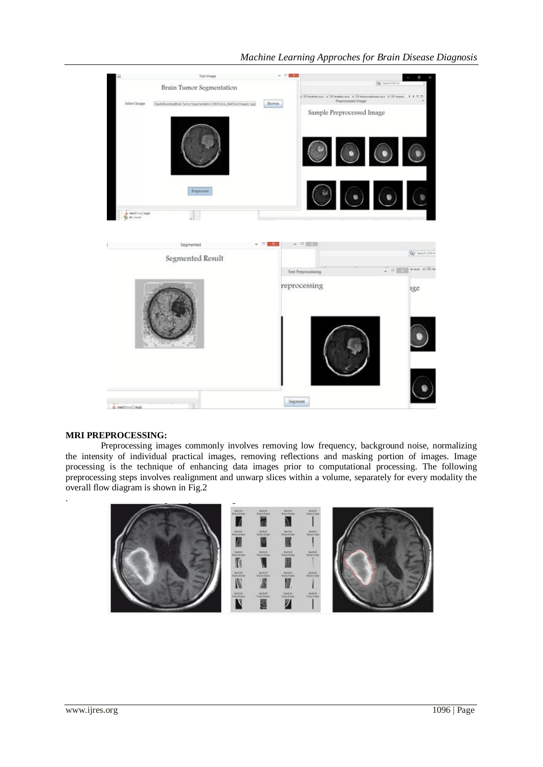## MRI PREPROCESSING:

Preprocessing images commonly involves removing low frequency, background noise, normalizing the intensity of individual practical images, removing reflections and masking portion of images. Image processing is the technique of enhancing data images prior to computational processing. The following preprocessing steps involves realignment and unwarp slices within a volume, separately for every modality the overall flow diagram is shown in Fig.2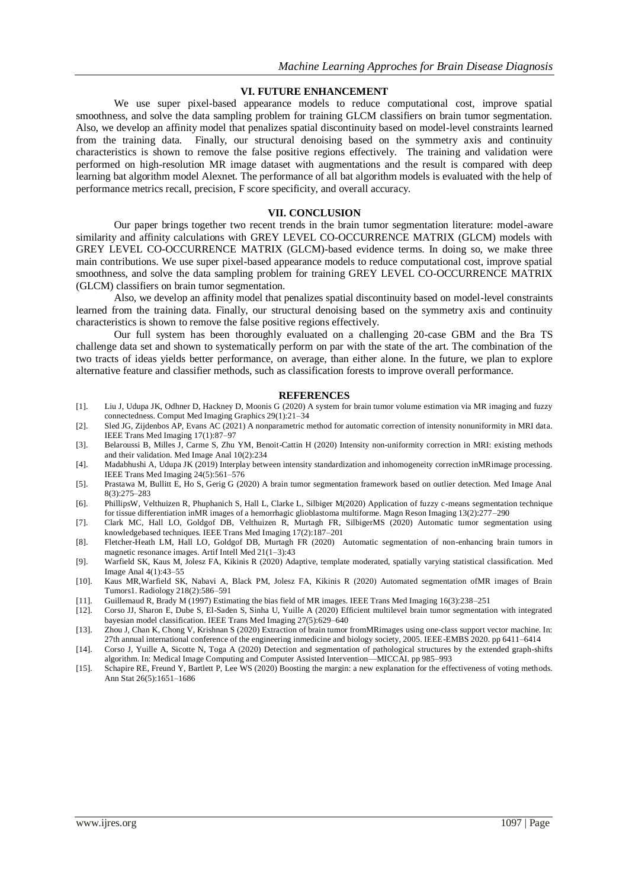## VI. FUTURE ENHANCEMENT

We use super pixel-based appearance models to reduce computational cost, improve spatial smoothness, and solve the data sampling problem for training GLCM classifiers on brain tumor segmentation. Also, we develop an affinity model that penalizes spatial discontinuity based on model-level constraints learned from the training data. Finally, our structural denoising based on the symmetry axis and continuity characteristics is shown to remove the false positive regions effectively. The training and validation were performed on high-resolution MR image dataset with augmentations and the result is compared with deep learning bat algorithm model Alexnet. The performance of all bat algorithm models is evaluated with the help of performance metrics recall, precision, F score specificity, and overall accuracy.

## VII. CONCLUSION

Our paper brings together two recent trends in the brain tumor segmentation literature: model-aware similarity and affinity calculations with GREY LEVEL CO-OCCURRENCE MATRIX (GLCM) models with GREY LEVEL CO-OCCURRENCE MATRIX (GLCM)-based evidence terms. In doing so, we make three main contributions. We use super pixel-based appearance models to reduce computational cost, improve spatial smoothness, and solve the data sampling problem for training GREY LEVEL CO-OCCURRENCE MATRIX (GLCM) classifiers on brain tumor segmentation.

Also, we develop an affinity model that penalizes spatial discontinuity based on model-level constraints learned from the training data. Finally, our structural denoising based on the symmetry axis and continuity characteristics is shown to remove the false positive regions effectively.

Our full system has been thoroughly evaluated on a challenging 20-case GBM and the Bra TS challenge data set and shown to systematically perform on par with the state of the art. The combination of the two tracts of ideas yields better performance, on average, than either alone. In the future, we plan to explore alternative feature and classifier methods, such as classification forests to improve overall performance.

## REFERENCES

[1]. Liu J, Udupa JK, Odhner D, Hackney D, Moonis G (2020) A system for brain tumor volume estimation via MR imaging and fuzzy connectedness. Comput Med Imaging Graphics 29(1):21–34

[2]. Sled JG, Zijdenbos AP, Evans AC (2021) A nonparametric method for automatic correction of intensity nonuniformity in MRI data. IEEE Trans Med Imaging 17(1):87–97

[3]. Belaroussi B, Milles J, Carme S, Zhu YM, Benoit-Cattin H (2020) Intensity non-uniformity correction in MRI: existing methods and their validation. Med Image Anal 10(2):234

[4]. Madabhushi A, Udupa JK (2019) Interplay between intensity standardization and inhomogeneity correction inMRimage processing. IEEE Trans Med Imaging 24(5):561–576

[5]. Prastawa M, Bullitt E, Ho S, Gerig G (2020) A brain tumor segmentation framework based on outlier detection. Med Image Anal 8(3):275–283

[6]. PhillipsW, Velthuizen R, Phuphanich S, Hall L, Clarke L, Silbiger M(2020) Application of fuzzy c-means segmentation technique for tissue differentiation inMR images of a hemorrhagic glioblastoma multiforme. Magn Reson Imaging 13(2):277–290

[7]. Clark MC, Hall LO, Goldgof DB, Velthuizen R, Murtagh FR, SilbigerMS (2020) Automatic tumor segmentation using knowledgebased techniques. IEEE Trans Med Imaging 17(2):187–201

[8]. Fletcher-Heath LM, Hall LO, Goldgof DB, Murtagh FR (2020) Automatic segmentation of non-enhancing brain tumors in magnetic resonance images. Artif Intell Med 21(1–3):43

[9]. Warfield SK, Kaus M, Jolesz FA, Kikinis R (2020) Adaptive, template moderated, spatially varying statistical classification. Med Image Anal 4(1):43–55

[10]. Kaus MR,Warfield SK, Nabavi A, Black PM, Jolesz FA, Kikinis R (2020) Automated segmentation ofMR images of Brain Tumors1. Radiology 218(2):586–591

[11]. Guillemaud R, Brady M (1997) Estimating the bias field of MR images. IEEE Trans Med Imaging 16(3):238–251

[12]. Corso JJ, Sharon E, Dube S, El-Saden S, Sinha U, Yuille A (2020) Efficient multilevel brain tumor segmentation with integrated bayesian model classification. IEEE Trans Med Imaging 27(5):629–640

[13]. Zhou J, Chan K, Chong V, Krishnan S (2020) Extraction of brain tumor fromMRimages using one-class support vector machine. In: 27th annual international conference of the engineering inmedicine and biology society, 2005. IEEE-EMBS 2020. pp 6411–6414

[14]. Corso J, Yuille A, Sicotte N, Toga A (2020) Detection and segmentation of pathological structures by the extended graph-shifts algorithm. In: Medical Image Computing and Computer Assisted Intervention—MICCAI. pp 985–993

[15]. Schapire RE, Freund Y, Bartlett P, Lee WS (2020) Boosting the margin: a new explanation for the effectiveness of voting methods. Ann Stat 26(5):1651–1686